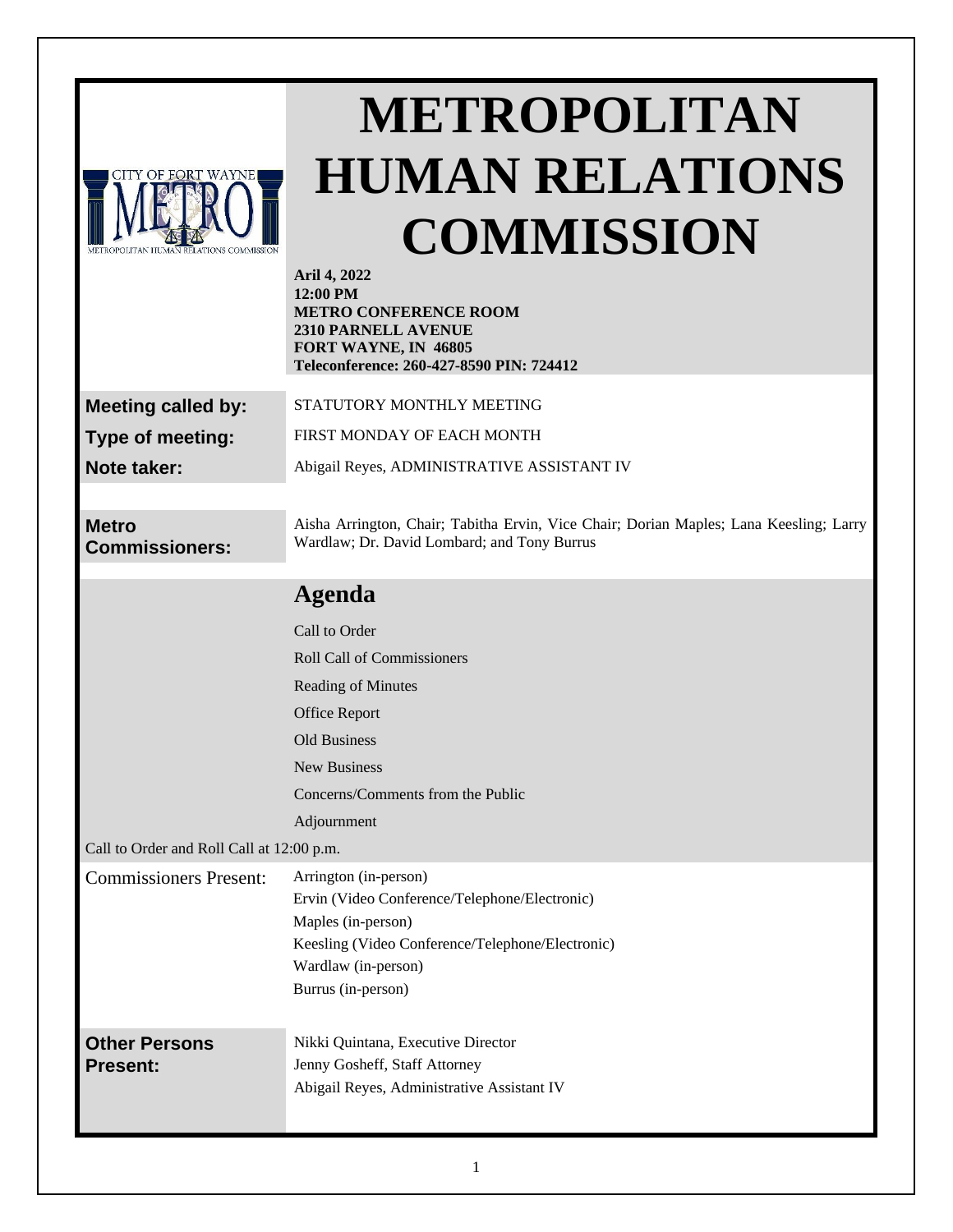# METROPOLITAN HUMAN RELATIONS COMMISSION

**Aril 4, 2022**
**12:00 PM**
**METRO CONFERENCE ROOM**
**2310 PARNELL AVENUE**
**FORT WAYNE, IN 46805**
**Teleconference: 260-427-8590 PIN: 724412**

| | |
|---|---|
| **Meeting called by:** | STATUTORY MONTHLY MEETING |
| **Type of meeting:** | FIRST MONDAY OF EACH MONTH |
| **Note taker:** | Abigail Reyes, ADMINISTRATIVE ASSISTANT IV |

**Metro Commissioners:** Aisha Arrington, Chair; Tabitha Ervin, Vice Chair; Dorian Maples; Lana Keesling; Larry Wardlaw; Dr. David Lombard; and Tony Burrus

## Agenda

- Call to Order
- Roll Call of Commissioners
- Reading of Minutes
- Office Report
- Old Business
- New Business
- Concerns/Comments from the Public
- Adjournment

Call to Order and Roll Call at 12:00 p.m.

**Commissioners Present:**

Arrington (in-person)
Ervin (Video Conference/Telephone/Electronic)
Maples (in-person)
Keesling (Video Conference/Telephone/Electronic)
Wardlaw (in-person)
Burrus (in-person)

**Other Persons Present:**

Nikki Quintana, Executive Director
Jenny Gosheff, Staff Attorney
Abigail Reyes, Administrative Assistant IV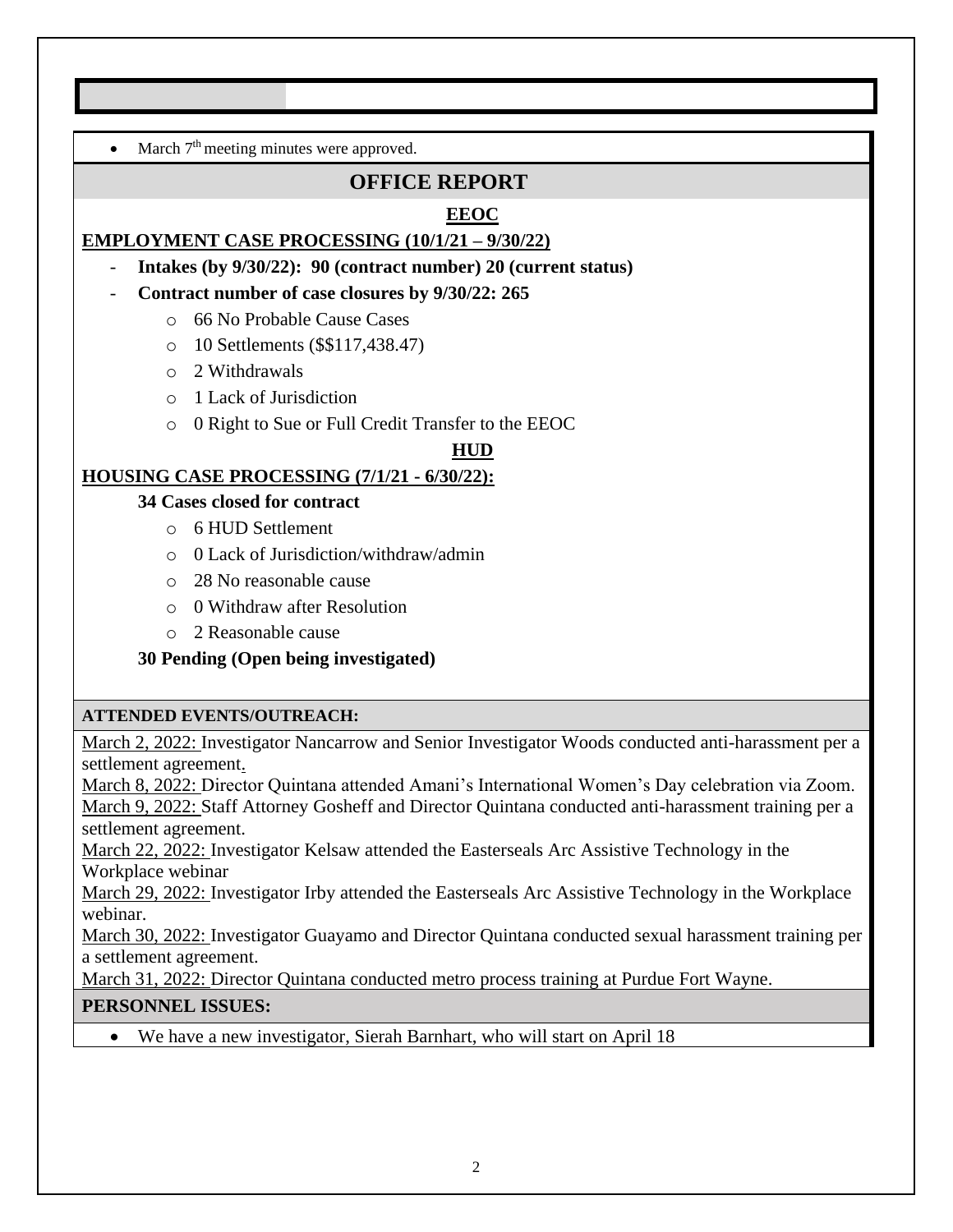- March 7th meeting minutes were approved.

## OFFICE REPORT

### EEOC

**EMPLOYMENT CASE PROCESSING (10/1/21 – 9/30/22)**

- **Intakes (by 9/30/22): 90 (contract number) 20 (current status)**
- **Contract number of case closures by 9/30/22: 265**
  - 66 No Probable Cause Cases
  - 10 Settlements ($$117,438.47)
  - 2 Withdrawals
  - 1 Lack of Jurisdiction
  - 0 Right to Sue or Full Credit Transfer to the EEOC

### HUD

**HOUSING CASE PROCESSING (7/1/21 - 6/30/22):**

**34 Cases closed for contract**

- 6 HUD Settlement
- 0 Lack of Jurisdiction/withdraw/admin
- 28 No reasonable cause
- 0 Withdraw after Resolution
- 2 Reasonable cause

**30 Pending (Open being investigated)**

**ATTENDED EVENTS/OUTREACH:**

March 2, 2022: Investigator Nancarrow and Senior Investigator Woods conducted anti-harassment per a settlement agreement.
March 8, 2022: Director Quintana attended Amani's International Women's Day celebration via Zoom.
March 9, 2022: Staff Attorney Gosheff and Director Quintana conducted anti-harassment training per a settlement agreement.
March 22, 2022: Investigator Kelsaw attended the Easterseals Arc Assistive Technology in the Workplace webinar
March 29, 2022: Investigator Irby attended the Easterseals Arc Assistive Technology in the Workplace webinar.
March 30, 2022: Investigator Guayamo and Director Quintana conducted sexual harassment training per a settlement agreement.
March 31, 2022: Director Quintana conducted metro process training at Purdue Fort Wayne.

**PERSONNEL ISSUES:**

- We have a new investigator, Sierah Barnhart, who will start on April 18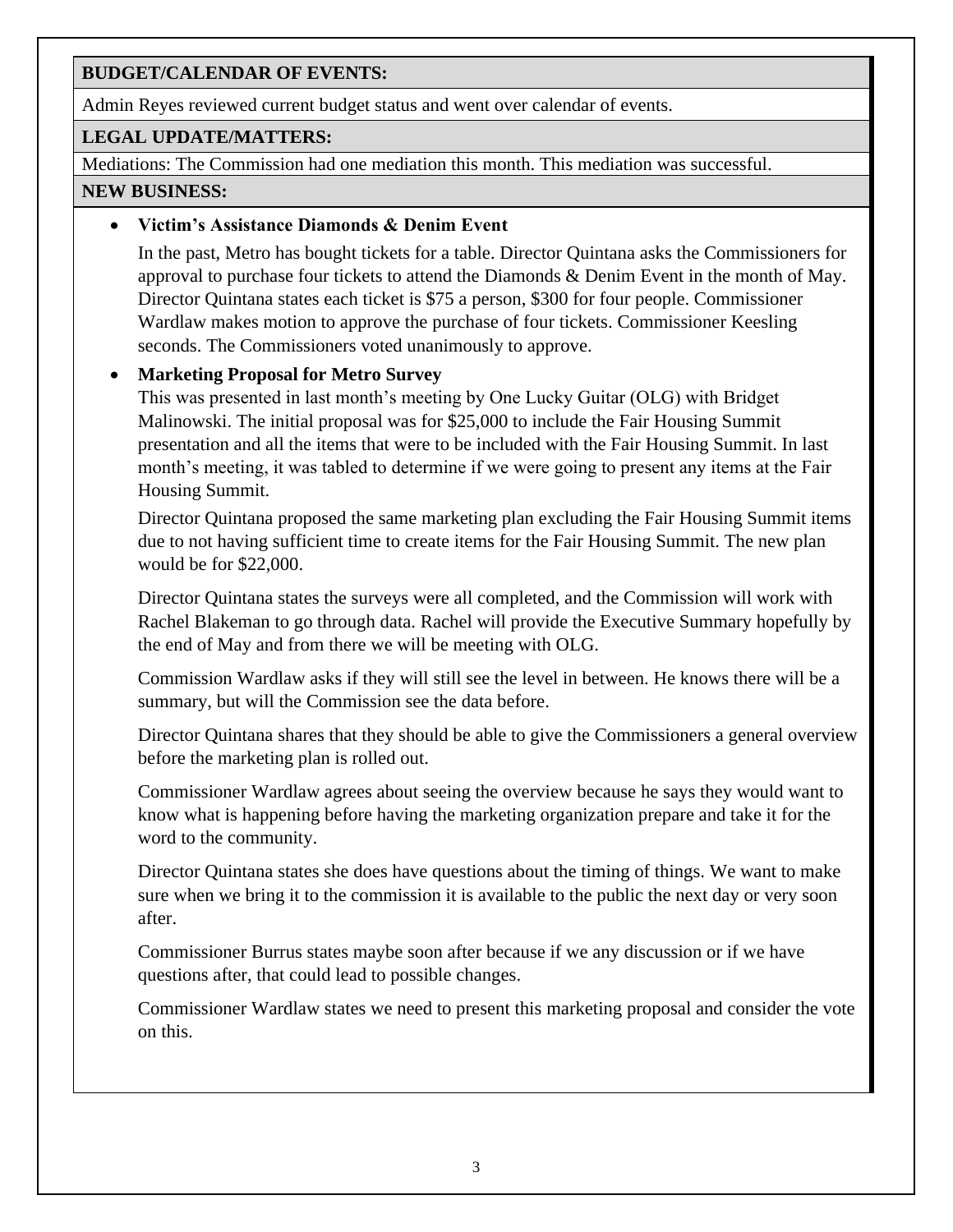**BUDGET/CALENDAR OF EVENTS:**

Admin Reyes reviewed current budget status and went over calendar of events.

**LEGAL UPDATE/MATTERS:**

Mediations: The Commission had one mediation this month. This mediation was successful.

**NEW BUSINESS:**

- **Victim's Assistance Diamonds & Denim Event**

  In the past, Metro has bought tickets for a table. Director Quintana asks the Commissioners for approval to purchase four tickets to attend the Diamonds & Denim Event in the month of May. Director Quintana states each ticket is $75 a person, $300 for four people. Commissioner Wardlaw makes motion to approve the purchase of four tickets. Commissioner Keesling seconds. The Commissioners voted unanimously to approve.

- **Marketing Proposal for Metro Survey**

  This was presented in last month's meeting by One Lucky Guitar (OLG) with Bridget Malinowski. The initial proposal was for $25,000 to include the Fair Housing Summit presentation and all the items that were to be included with the Fair Housing Summit. In last month's meeting, it was tabled to determine if we were going to present any items at the Fair Housing Summit.

  Director Quintana proposed the same marketing plan excluding the Fair Housing Summit items due to not having sufficient time to create items for the Fair Housing Summit. The new plan would be for $22,000.

  Director Quintana states the surveys were all completed, and the Commission will work with Rachel Blakeman to go through data. Rachel will provide the Executive Summary hopefully by the end of May and from there we will be meeting with OLG.

  Commission Wardlaw asks if they will still see the level in between. He knows there will be a summary, but will the Commission see the data before.

  Director Quintana shares that they should be able to give the Commissioners a general overview before the marketing plan is rolled out.

  Commissioner Wardlaw agrees about seeing the overview because he says they would want to know what is happening before having the marketing organization prepare and take it for the word to the community.

  Director Quintana states she does have questions about the timing of things. We want to make sure when we bring it to the commission it is available to the public the next day or very soon after.

  Commissioner Burrus states maybe soon after because if we any discussion or if we have questions after, that could lead to possible changes.

  Commissioner Wardlaw states we need to present this marketing proposal and consider the vote on this.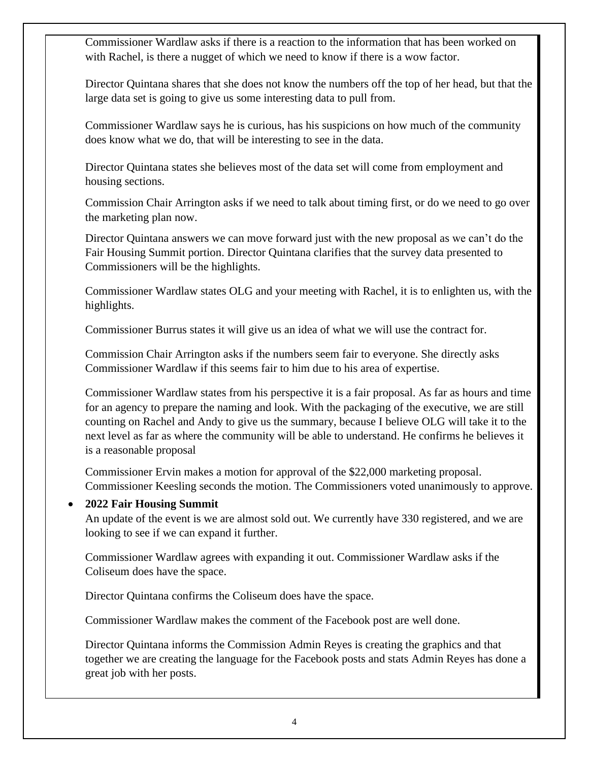Commissioner Wardlaw asks if there is a reaction to the information that has been worked on with Rachel, is there a nugget of which we need to know if there is a wow factor.

Director Quintana shares that she does not know the numbers off the top of her head, but that the large data set is going to give us some interesting data to pull from.

Commissioner Wardlaw says he is curious, has his suspicions on how much of the community does know what we do, that will be interesting to see in the data.

Director Quintana states she believes most of the data set will come from employment and housing sections.

Commission Chair Arrington asks if we need to talk about timing first, or do we need to go over the marketing plan now.

Director Quintana answers we can move forward just with the new proposal as we can't do the Fair Housing Summit portion. Director Quintana clarifies that the survey data presented to Commissioners will be the highlights.

Commissioner Wardlaw states OLG and your meeting with Rachel, it is to enlighten us, with the highlights.

Commissioner Burrus states it will give us an idea of what we will use the contract for.

Commission Chair Arrington asks if the numbers seem fair to everyone. She directly asks Commissioner Wardlaw if this seems fair to him due to his area of expertise.

Commissioner Wardlaw states from his perspective it is a fair proposal. As far as hours and time for an agency to prepare the naming and look. With the packaging of the executive, we are still counting on Rachel and Andy to give us the summary, because I believe OLG will take it to the next level as far as where the community will be able to understand. He confirms he believes it is a reasonable proposal

Commissioner Ervin makes a motion for approval of the $22,000 marketing proposal. Commissioner Keesling seconds the motion. The Commissioners voted unanimously to approve.

- **2022 Fair Housing Summit**
  An update of the event is we are almost sold out. We currently have 330 registered, and we are looking to see if we can expand it further.

  Commissioner Wardlaw agrees with expanding it out. Commissioner Wardlaw asks if the Coliseum does have the space.

  Director Quintana confirms the Coliseum does have the space.

  Commissioner Wardlaw makes the comment of the Facebook post are well done.

  Director Quintana informs the Commission Admin Reyes is creating the graphics and that together we are creating the language for the Facebook posts and stats Admin Reyes has done a great job with her posts.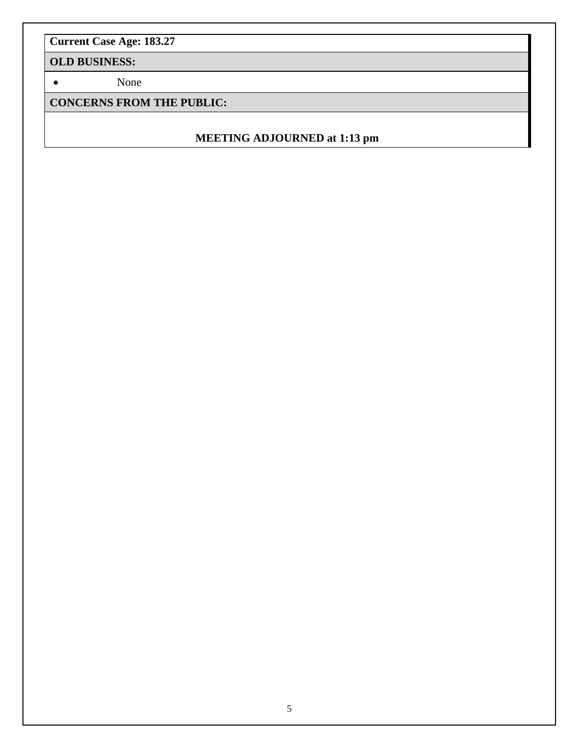**Current Case Age: 183.27**

**OLD BUSINESS:**

- None

**CONCERNS FROM THE PUBLIC:**

**MEETING ADJOURNED at 1:13 pm**